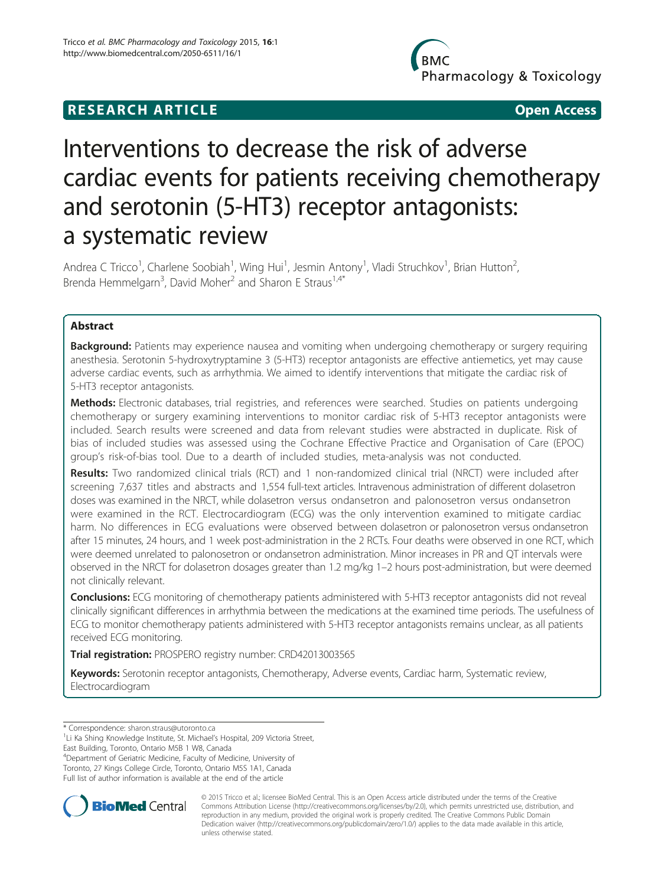**RESEARCH ARTICLE** **Open Access**

# Interventions to decrease the risk of adverse cardiac events for patients receiving chemotherapy and serotonin (5-HT3) receptor antagonists: a systematic review

Andrea C Tricco[1], Charlene Soobiah[1], Wing Hui[1], Jesmin Antony[1], Vladi Struchkov[1], Brian Hutton[2], Brenda Hemmelgarn[3], David Moher[2] and Sharon E Straus[1,4*]

## Abstract

**Background:** Patients may experience nausea and vomiting when undergoing chemotherapy or surgery requiring anesthesia. Serotonin 5-hydroxytryptamine 3 (5-HT3) receptor antagonists are effective antiemetics, yet may cause adverse cardiac events, such as arrhythmia. We aimed to identify interventions that mitigate the cardiac risk of 5-HT3 receptor antagonists.

**Methods:** Electronic databases, trial registries, and references were searched. Studies on patients undergoing chemotherapy or surgery examining interventions to monitor cardiac risk of 5-HT3 receptor antagonists were included. Search results were screened and data from relevant studies were abstracted in duplicate. Risk of bias of included studies was assessed using the Cochrane Effective Practice and Organisation of Care (EPOC) group's risk-of-bias tool. Due to a dearth of included studies, meta-analysis was not conducted.

**Results:** Two randomized clinical trials (RCT) and 1 non-randomized clinical trial (NRCT) were included after screening 7,637 titles and abstracts and 1,554 full-text articles. Intravenous administration of different dolasetron doses was examined in the NRCT, while dolasetron versus ondansetron and palonosetron versus ondansetron were examined in the RCT. Electrocardiogram (ECG) was the only intervention examined to mitigate cardiac harm. No differences in ECG evaluations were observed between dolasetron or palonosetron versus ondansetron after 15 minutes, 24 hours, and 1 week post-administration in the 2 RCTs. Four deaths were observed in one RCT, which were deemed unrelated to palonosetron or ondansetron administration. Minor increases in PR and QT intervals were observed in the NRCT for dolasetron dosages greater than 1.2 mg/kg 1–2 hours post-administration, but were deemed not clinically relevant.

**Conclusions:** ECG monitoring of chemotherapy patients administered with 5-HT3 receptor antagonists did not reveal clinically significant differences in arrhythmia between the medications at the examined time periods. The usefulness of ECG to monitor chemotherapy patients administered with 5-HT3 receptor antagonists remains unclear, as all patients received ECG monitoring.

**Trial registration:** PROSPERO registry number: CRD42013003565

**Keywords:** Serotonin receptor antagonists, Chemotherapy, Adverse events, Cardiac harm, Systematic review, Electrocardiogram

\* Correspondence: sharon.straus@utoronto.ca
[1]Li Ka Shing Knowledge Institute, St. Michael's Hospital, 209 Victoria Street, East Building, Toronto, Ontario M5B 1 W8, Canada
[4]Department of Geriatric Medicine, Faculty of Medicine, University of Toronto, 27 Kings College Circle, Toronto, Ontario M5S 1A1, Canada
Full list of author information is available at the end of the article

© 2015 Tricco et al.; licensee BioMed Central. This is an Open Access article distributed under the terms of the Creative Commons Attribution License (http://creativecommons.org/licenses/by/2.0), which permits unrestricted use, distribution, and reproduction in any medium, provided the original work is properly credited. The Creative Commons Public Domain Dedication waiver (http://creativecommons.org/publicdomain/zero/1.0/) applies to the data made available in this article, unless otherwise stated.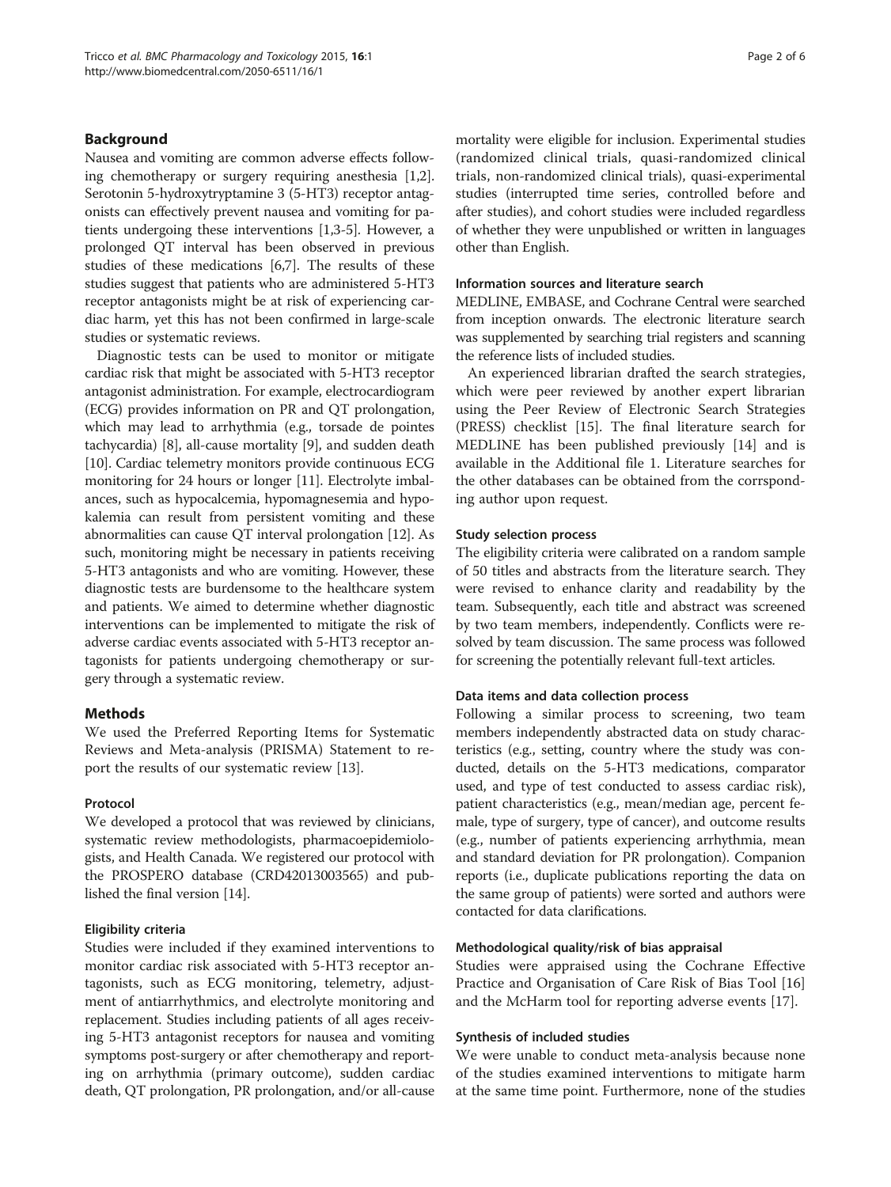## Background

Nausea and vomiting are common adverse effects following chemotherapy or surgery requiring anesthesia [1,2]. Serotonin 5-hydroxytryptamine 3 (5-HT3) receptor antagonists can effectively prevent nausea and vomiting for patients undergoing these interventions [1,3-5]. However, a prolonged QT interval has been observed in previous studies of these medications [6,7]. The results of these studies suggest that patients who are administered 5-HT3 receptor antagonists might be at risk of experiencing cardiac harm, yet this has not been confirmed in large-scale studies or systematic reviews.

Diagnostic tests can be used to monitor or mitigate cardiac risk that might be associated with 5-HT3 receptor antagonist administration. For example, electrocardiogram (ECG) provides information on PR and QT prolongation, which may lead to arrhythmia (e.g., torsade de pointes tachycardia) [8], all-cause mortality [9], and sudden death [10]. Cardiac telemetry monitors provide continuous ECG monitoring for 24 hours or longer [11]. Electrolyte imbalances, such as hypocalcemia, hypomagnesemia and hypokalemia can result from persistent vomiting and these abnormalities can cause QT interval prolongation [12]. As such, monitoring might be necessary in patients receiving 5-HT3 antagonists and who are vomiting. However, these diagnostic tests are burdensome to the healthcare system and patients. We aimed to determine whether diagnostic interventions can be implemented to mitigate the risk of adverse cardiac events associated with 5-HT3 receptor antagonists for patients undergoing chemotherapy or surgery through a systematic review.

## Methods

We used the Preferred Reporting Items for Systematic Reviews and Meta-analysis (PRISMA) Statement to report the results of our systematic review [13].

### Protocol

We developed a protocol that was reviewed by clinicians, systematic review methodologists, pharmacoepidemiologists, and Health Canada. We registered our protocol with the PROSPERO database (CRD42013003565) and published the final version [14].

### Eligibility criteria

Studies were included if they examined interventions to monitor cardiac risk associated with 5-HT3 receptor antagonists, such as ECG monitoring, telemetry, adjustment of antiarrhythmics, and electrolyte monitoring and replacement. Studies including patients of all ages receiving 5-HT3 antagonist receptors for nausea and vomiting symptoms post-surgery or after chemotherapy and reporting on arrhythmia (primary outcome), sudden cardiac death, QT prolongation, PR prolongation, and/or all-cause mortality were eligible for inclusion. Experimental studies (randomized clinical trials, quasi-randomized clinical trials, non-randomized clinical trials), quasi-experimental studies (interrupted time series, controlled before and after studies), and cohort studies were included regardless of whether they were unpublished or written in languages other than English.

### Information sources and literature search

MEDLINE, EMBASE, and Cochrane Central were searched from inception onwards. The electronic literature search was supplemented by searching trial registers and scanning the reference lists of included studies.

An experienced librarian drafted the search strategies, which were peer reviewed by another expert librarian using the Peer Review of Electronic Search Strategies (PRESS) checklist [15]. The final literature search for MEDLINE has been published previously [14] and is available in the Additional file 1. Literature searches for the other databases can be obtained from the corrsponding author upon request.

### Study selection process

The eligibility criteria were calibrated on a random sample of 50 titles and abstracts from the literature search. They were revised to enhance clarity and readability by the team. Subsequently, each title and abstract was screened by two team members, independently. Conflicts were resolved by team discussion. The same process was followed for screening the potentially relevant full-text articles.

### Data items and data collection process

Following a similar process to screening, two team members independently abstracted data on study characteristics (e.g., setting, country where the study was conducted, details on the 5-HT3 medications, comparator used, and type of test conducted to assess cardiac risk), patient characteristics (e.g., mean/median age, percent female, type of surgery, type of cancer), and outcome results (e.g., number of patients experiencing arrhythmia, mean and standard deviation for PR prolongation). Companion reports (i.e., duplicate publications reporting the data on the same group of patients) were sorted and authors were contacted for data clarifications.

### Methodological quality/risk of bias appraisal

Studies were appraised using the Cochrane Effective Practice and Organisation of Care Risk of Bias Tool [16] and the McHarm tool for reporting adverse events [17].

### Synthesis of included studies

We were unable to conduct meta-analysis because none of the studies examined interventions to mitigate harm at the same time point. Furthermore, none of the studies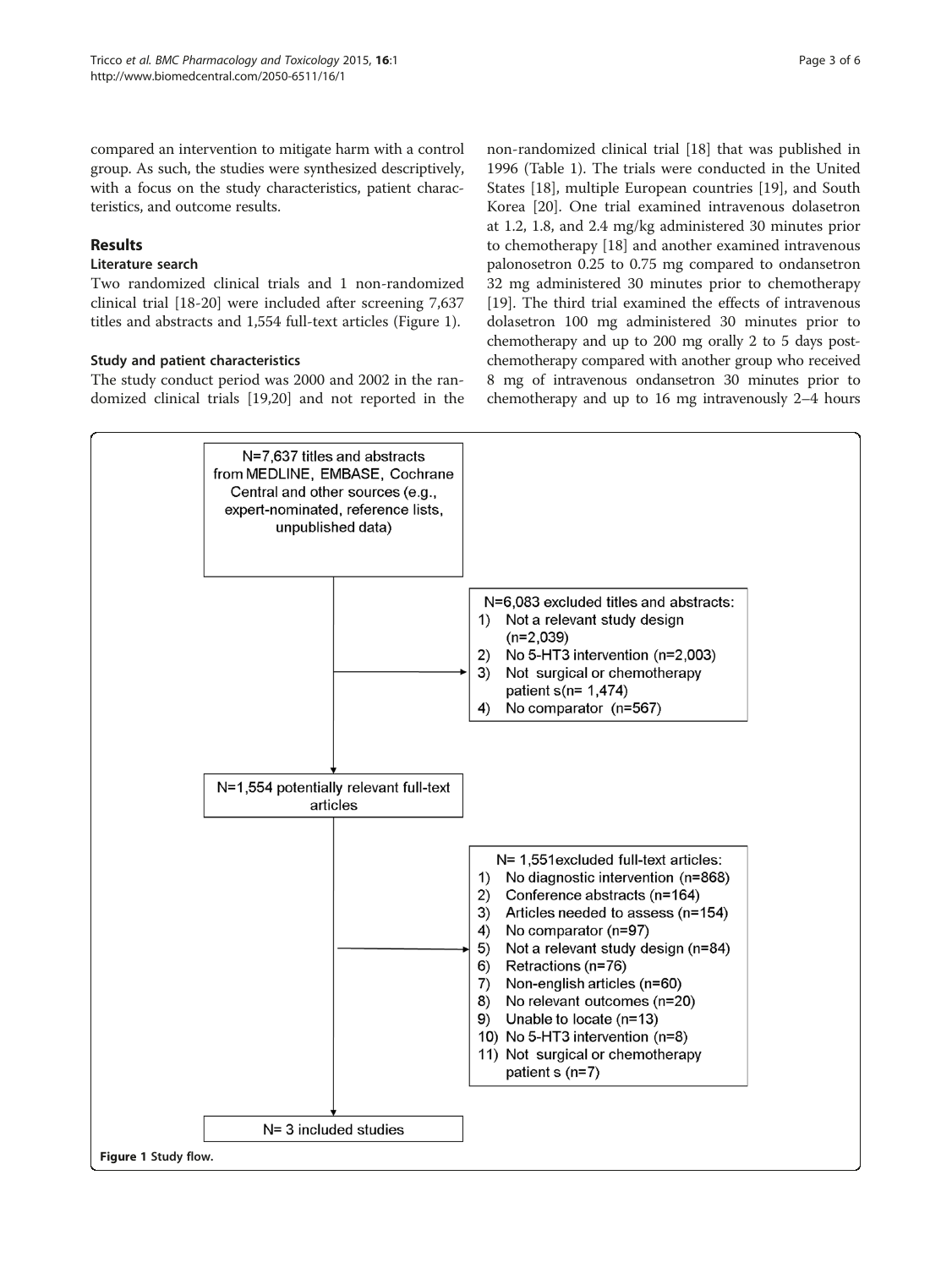compared an intervention to mitigate harm with a control group. As such, the studies were synthesized descriptively, with a focus on the study characteristics, patient characteristics, and outcome results.

## Results

### Literature search

Two randomized clinical trials and 1 non-randomized clinical trial [18-20] were included after screening 7,637 titles and abstracts and 1,554 full-text articles (Figure 1).

### Study and patient characteristics

The study conduct period was 2000 and 2002 in the randomized clinical trials [19,20] and not reported in the non-randomized clinical trial [18] that was published in 1996 (Table 1). The trials were conducted in the United States [18], multiple European countries [19], and South Korea [20]. One trial examined intravenous dolasetron at 1.2, 1.8, and 2.4 mg/kg administered 30 minutes prior to chemotherapy [18] and another examined intravenous palonosetron 0.25 to 0.75 mg compared to ondansetron 32 mg administered 30 minutes prior to chemotherapy [19]. The third trial examined the effects of intravenous dolasetron 100 mg administered 30 minutes prior to chemotherapy and up to 200 mg orally 2 to 5 days post-chemotherapy compared with another group who received 8 mg of intravenous ondansetron 30 minutes prior to chemotherapy and up to 16 mg intravenously 2–4 hours

N=7,637 titles and abstracts from MEDLINE, EMBASE, Cochrane Central and other sources (e.g., expert-nominated, reference lists, unpublished data)

N=6,083 excluded titles and abstracts:
1) Not a relevant study design (n=2,039)
2) No 5-HT3 intervention (n=2,003)
3) Not surgical or chemotherapy patient s(n= 1,474)
4) No comparator (n=567)

N=1,554 potentially relevant full-text articles

N= 1,551excluded full-text articles:
1) No diagnostic intervention (n=868)
2) Conference abstracts (n=164)
3) Articles needed to assess (n=154)
4) No comparator (n=97)
5) Not a relevant study design (n=84)
6) Retractions (n=76)
7) Non-english articles (n=60)
8) No relevant outcomes (n=20)
9) Unable to locate (n=13)
10) No 5-HT3 intervention (n=8)
11) Not surgical or chemotherapy patient s (n=7)

N= 3 included studies

**Figure 1** Study flow.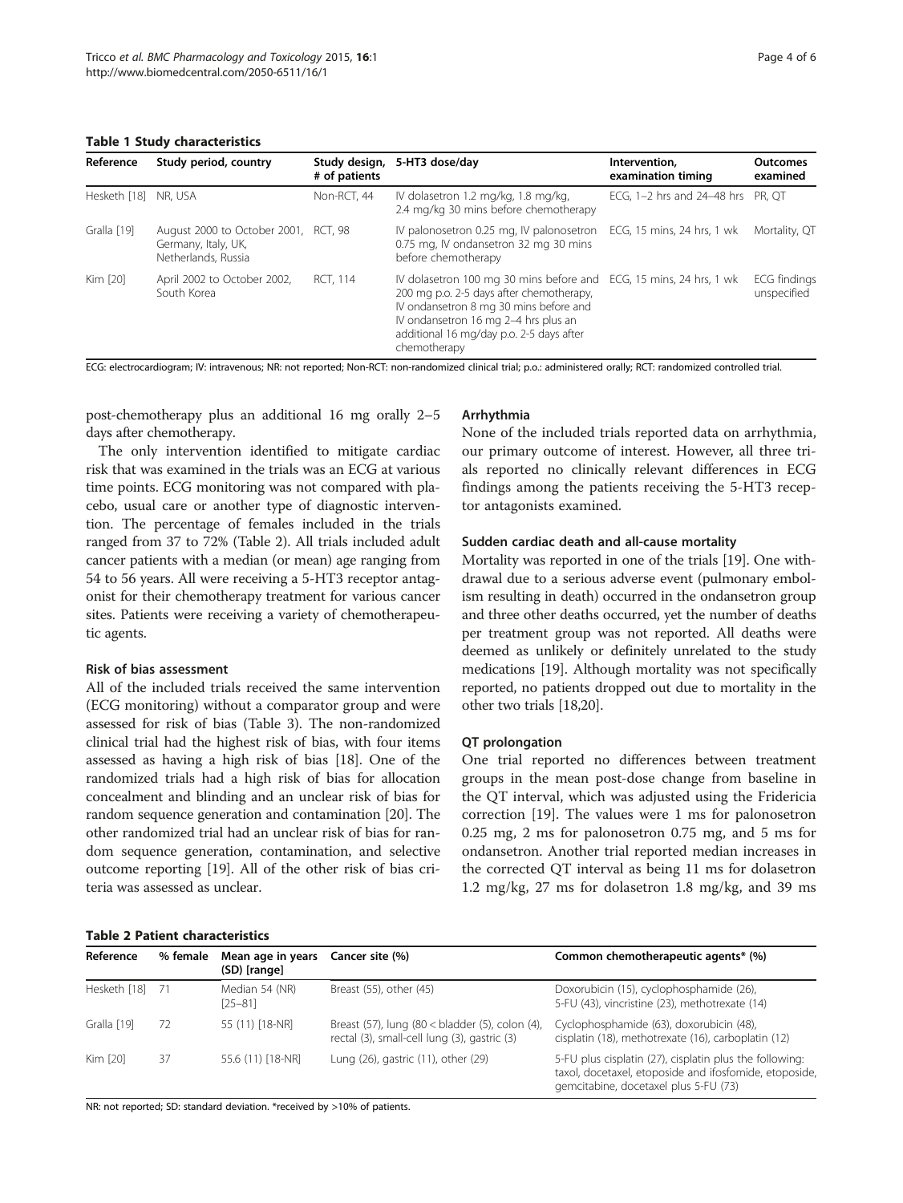**Table 1 Study characteristics**

| Reference | Study period, country | Study design, # of patients | 5-HT3 dose/day | Intervention, examination timing | Outcomes examined |
| --- | --- | --- | --- | --- | --- |
| Hesketh [18] | NR, USA | Non-RCT, 44 | IV dolasetron 1.2 mg/kg, 1.8 mg/kg, 2.4 mg/kg 30 mins before chemotherapy | ECG, 1–2 hrs and 24–48 hrs | PR, QT |
| Gralla [19] | August 2000 to October 2001, Germany, Italy, UK, Netherlands, Russia | RCT, 98 | IV palonosetron 0.25 mg, IV palonosetron 0.75 mg, IV ondansetron 32 mg 30 mins before chemotherapy | ECG, 15 mins, 24 hrs, 1 wk | Mortality, QT |
| Kim [20] | April 2002 to October 2002, South Korea | RCT, 114 | IV dolasetron 100 mg 30 mins before and 200 mg p.o. 2-5 days after chemotherapy, IV ondansetron 8 mg 30 mins before and IV ondansetron 16 mg 2–4 hrs plus an additional 16 mg/day p.o. 2-5 days after chemotherapy | ECG, 15 mins, 24 hrs, 1 wk | ECG findings unspecified |

ECG: electrocardiogram; IV: intravenous; NR: not reported; Non-RCT: non-randomized clinical trial; p.o.: administered orally; RCT: randomized controlled trial.

post-chemotherapy plus an additional 16 mg orally 2–5 days after chemotherapy.

The only intervention identified to mitigate cardiac risk that was examined in the trials was an ECG at various time points. ECG monitoring was not compared with placebo, usual care or another type of diagnostic intervention. The percentage of females included in the trials ranged from 37 to 72% (Table 2). All trials included adult cancer patients with a median (or mean) age ranging from 54 to 56 years. All were receiving a 5-HT3 receptor antagonist for their chemotherapy treatment for various cancer sites. Patients were receiving a variety of chemotherapeutic agents.

### Risk of bias assessment

All of the included trials received the same intervention (ECG monitoring) without a comparator group and were assessed for risk of bias (Table 3). The non-randomized clinical trial had the highest risk of bias, with four items assessed as having a high risk of bias [18]. One of the randomized trials had a high risk of bias for allocation concealment and blinding and an unclear risk of bias for random sequence generation and contamination [20]. The other randomized trial had an unclear risk of bias for random sequence generation, contamination, and selective outcome reporting [19]. All of the other risk of bias criteria was assessed as unclear.

### Arrhythmia

None of the included trials reported data on arrhythmia, our primary outcome of interest. However, all three trials reported no clinically relevant differences in ECG findings among the patients receiving the 5-HT3 receptor antagonists examined.

### Sudden cardiac death and all-cause mortality

Mortality was reported in one of the trials [19]. One withdrawal due to a serious adverse event (pulmonary embolism resulting in death) occurred in the ondansetron group and three other deaths occurred, yet the number of deaths per treatment group was not reported. All deaths were deemed as unlikely or definitely unrelated to the study medications [19]. Although mortality was not specifically reported, no patients dropped out due to mortality in the other two trials [18,20].

### QT prolongation

One trial reported no differences between treatment groups in the mean post-dose change from baseline in the QT interval, which was adjusted using the Fridericia correction [19]. The values were 1 ms for palonosetron 0.25 mg, 2 ms for palonosetron 0.75 mg, and 5 ms for ondansetron. Another trial reported median increases in the corrected QT interval as being 11 ms for dolasetron 1.2 mg/kg, 27 ms for dolasetron 1.8 mg/kg, and 39 ms

**Table 2 Patient characteristics**

| Reference | % female | Mean age in years (SD) [range] | Cancer site (%) | Common chemotherapeutic agents* (%) |
| --- | --- | --- | --- | --- |
| Hesketh [18] | 71 | Median 54 (NR) [25–81] | Breast (55), other (45) | Doxorubicin (15), cyclophosphamide (26), 5-FU (43), vincristine (23), methotrexate (14) |
| Gralla [19] | 72 | 55 (11) [18-NR] | Breast (57), lung (80 < bladder (5), colon (4), rectal (3), small-cell lung (3), gastric (3) | Cyclophosphamide (63), doxorubicin (48), cisplatin (18), methotrexate (16), carboplatin (12) |
| Kim [20] | 37 | 55.6 (11) [18-NR] | Lung (26), gastric (11), other (29) | 5-FU plus cisplatin (27), cisplatin plus the following: taxol, docetaxel, etoposide and ifosfomide, etoposide, gemcitabine, docetaxel plus 5-FU (73) |

NR: not reported; SD: standard deviation. *received by >10% of patients.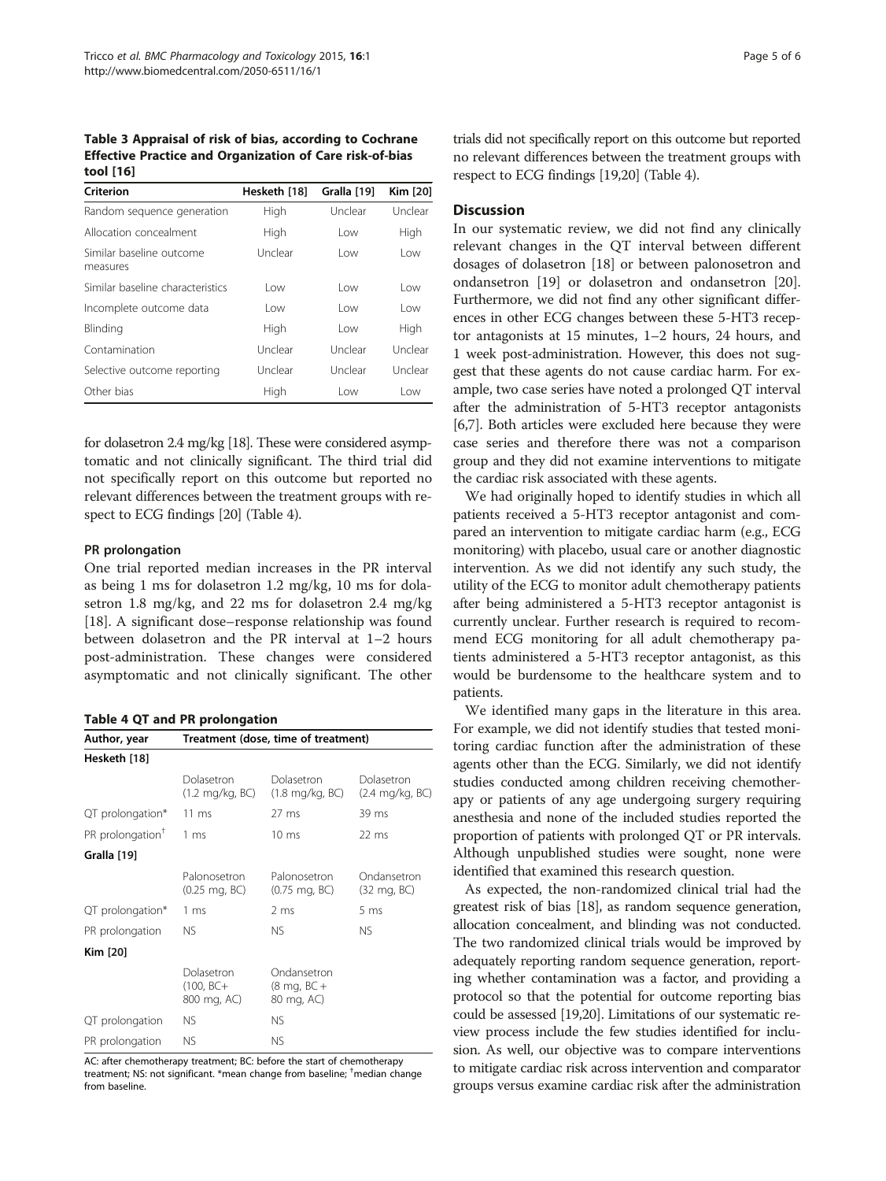**Table 3 Appraisal of risk of bias, according to Cochrane Effective Practice and Organization of Care risk-of-bias tool [16]**

| Criterion | Hesketh [18] | Gralla [19] | Kim [20] |
|---|---|---|---|
| Random sequence generation | High | Unclear | Unclear |
| Allocation concealment | High | Low | High |
| Similar baseline outcome measures | Unclear | Low | Low |
| Similar baseline characteristics | Low | Low | Low |
| Incomplete outcome data | Low | Low | Low |
| Blinding | High | Low | High |
| Contamination | Unclear | Unclear | Unclear |
| Selective outcome reporting | Unclear | Unclear | Unclear |
| Other bias | High | Low | Low |

for dolasetron 2.4 mg/kg [18]. These were considered asymptomatic and not clinically significant. The third trial did not specifically report on this outcome but reported no relevant differences between the treatment groups with respect to ECG findings [20] (Table 4).

### PR prolongation

One trial reported median increases in the PR interval as being 1 ms for dolasetron 1.2 mg/kg, 10 ms for dolasetron 1.8 mg/kg, and 22 ms for dolasetron 2.4 mg/kg [18]. A significant dose–response relationship was found between dolasetron and the PR interval at 1–2 hours post-administration. These changes were considered asymptomatic and not clinically significant. The other trials did not specifically report on this outcome but reported no relevant differences between the treatment groups with respect to ECG findings [19,20] (Table 4).

**Table 4 QT and PR prolongation**

| Author, year | Treatment (dose, time of treatment) | | |
|---|---|---|---|
| **Hesketh [18]** | | | |
| | Dolasetron (1.2 mg/kg, BC) | Dolasetron (1.8 mg/kg, BC) | Dolasetron (2.4 mg/kg, BC) |
| QT prolongation* | 11 ms | 27 ms | 39 ms |
| PR prolongation[†] | 1 ms | 10 ms | 22 ms |
| **Gralla [19]** | | | |
| | Palonosetron (0.25 mg, BC) | Palonosetron (0.75 mg, BC) | Ondansetron (32 mg, BC) |
| QT prolongation* | 1 ms | 2 ms | 5 ms |
| PR prolongation | NS | NS | NS |
| **Kim [20]** | | | |
| | Dolasetron (100, BC+ 800 mg, AC) | Ondansetron (8 mg, BC + 80 mg, AC) | |
| QT prolongation | NS | NS | |
| PR prolongation | NS | NS | |

AC: after chemotherapy treatment; BC: before the start of chemotherapy treatment; NS: not significant. *mean change from baseline; [†]median change from baseline.

## Discussion

In our systematic review, we did not find any clinically relevant changes in the QT interval between different dosages of dolasetron [18] or between palonosetron and ondansetron [19] or dolasetron and ondansetron [20]. Furthermore, we did not find any other significant differences in other ECG changes between these 5-HT3 receptor antagonists at 15 minutes, 1–2 hours, 24 hours, and 1 week post-administration. However, this does not suggest that these agents do not cause cardiac harm. For example, two case series have noted a prolonged QT interval after the administration of 5-HT3 receptor antagonists [6,7]. Both articles were excluded here because they were case series and therefore there was not a comparison group and they did not examine interventions to mitigate the cardiac risk associated with these agents.

We had originally hoped to identify studies in which all patients received a 5-HT3 receptor antagonist and compared an intervention to mitigate cardiac harm (e.g., ECG monitoring) with placebo, usual care or another diagnostic intervention. As we did not identify any such study, the utility of the ECG to monitor adult chemotherapy patients after being administered a 5-HT3 receptor antagonist is currently unclear. Further research is required to recommend ECG monitoring for all adult chemotherapy patients administered a 5-HT3 receptor antagonist, as this would be burdensome to the healthcare system and to patients.

We identified many gaps in the literature in this area. For example, we did not identify studies that tested monitoring cardiac function after the administration of these agents other than the ECG. Similarly, we did not identify studies conducted among children receiving chemotherapy or patients of any age undergoing surgery requiring anesthesia and none of the included studies reported the proportion of patients with prolonged QT or PR intervals. Although unpublished studies were sought, none were identified that examined this research question.

As expected, the non-randomized clinical trial had the greatest risk of bias [18], as random sequence generation, allocation concealment, and blinding was not conducted. The two randomized clinical trials would be improved by adequately reporting random sequence generation, reporting whether contamination was a factor, and providing a protocol so that the potential for outcome reporting bias could be assessed [19,20]. Limitations of our systematic review process include the few studies identified for inclusion. As well, our objective was to compare interventions to mitigate cardiac risk across intervention and comparator groups versus examine cardiac risk after the administration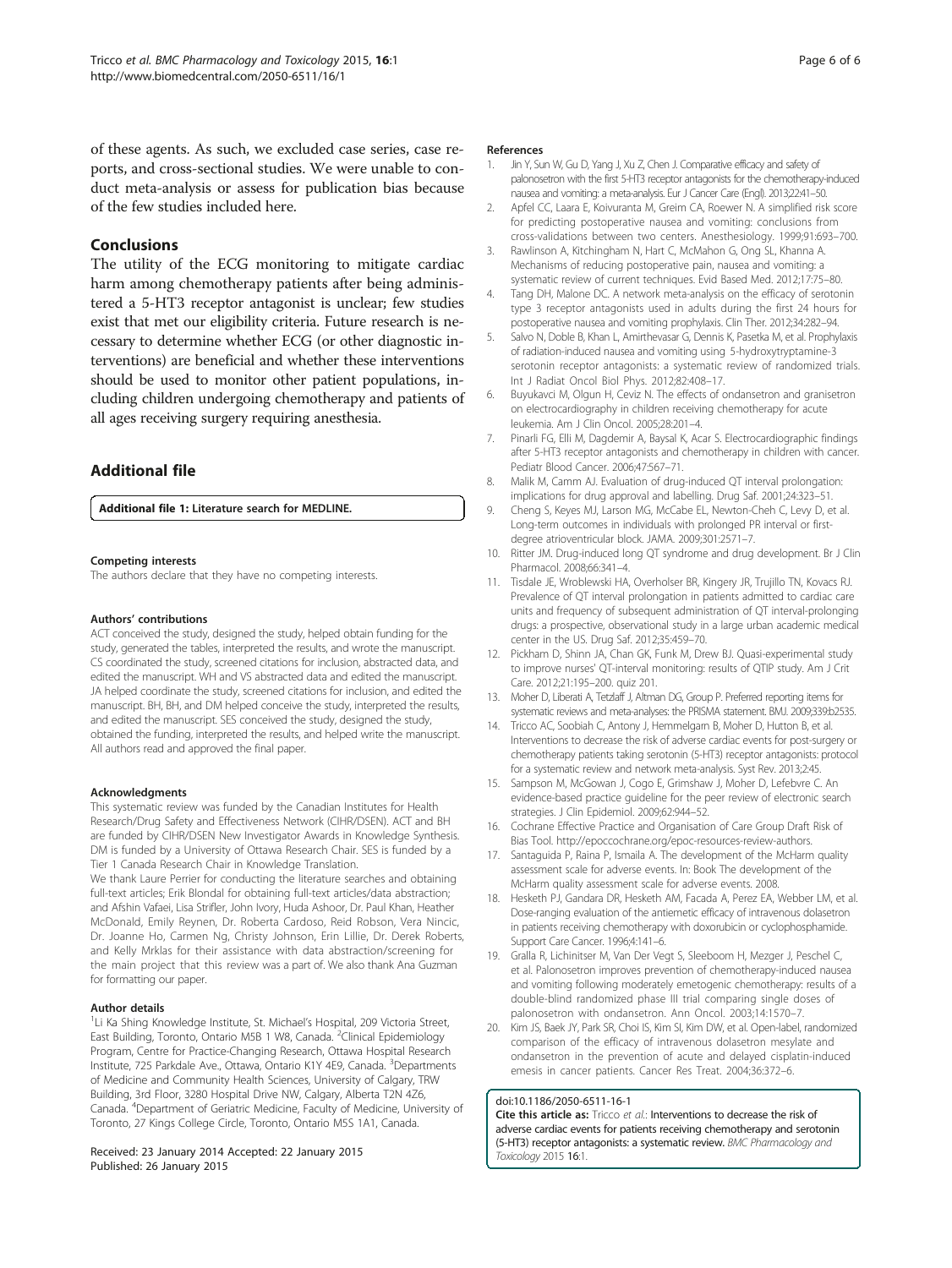of these agents. As such, we excluded case series, case reports, and cross-sectional studies. We were unable to conduct meta-analysis or assess for publication bias because of the few studies included here.

## Conclusions

The utility of the ECG monitoring to mitigate cardiac harm among chemotherapy patients after being administered a 5-HT3 receptor antagonist is unclear; few studies exist that met our eligibility criteria. Future research is necessary to determine whether ECG (or other diagnostic interventions) are beneficial and whether these interventions should be used to monitor other patient populations, including children undergoing chemotherapy and patients of all ages receiving surgery requiring anesthesia.

## Additional file

**Additional file 1: Literature search for MEDLINE.**

#### Competing interests

The authors declare that they have no competing interests.

#### Authors' contributions

ACT conceived the study, designed the study, helped obtain funding for the study, generated the tables, interpreted the results, and wrote the manuscript. CS coordinated the study, screened citations for inclusion, abstracted data, and edited the manuscript. WH and VS abstracted data and edited the manuscript. JA helped coordinate the study, screened citations for inclusion, and edited the manuscript. BH, BH, and DM helped conceive the study, interpreted the results, and edited the manuscript. SES conceived the study, designed the study, obtained the funding, interpreted the results, and helped write the manuscript. All authors read and approved the final paper.

#### Acknowledgments

This systematic review was funded by the Canadian Institutes for Health Research/Drug Safety and Effectiveness Network (CIHR/DSEN). ACT and BH are funded by CIHR/DSEN New Investigator Awards in Knowledge Synthesis. DM is funded by a University of Ottawa Research Chair. SES is funded by a Tier 1 Canada Research Chair in Knowledge Translation.

We thank Laure Perrier for conducting the literature searches and obtaining full-text articles; Erik Blondal for obtaining full-text articles/data abstraction; and Afshin Vafaei, Lisa Strifler, John Ivory, Huda Ashoor, Dr. Paul Khan, Heather McDonald, Emily Reynen, Dr. Roberta Cardoso, Reid Robson, Vera Nincic, Dr. Joanne Ho, Carmen Ng, Christy Johnson, Erin Lillie, Dr. Derek Roberts, and Kelly Mrklas for their assistance with data abstraction/screening for the main project that this review was a part of. We also thank Ana Guzman for formatting our paper.

#### Author details

[1]Li Ka Shing Knowledge Institute, St. Michael's Hospital, 209 Victoria Street, East Building, Toronto, Ontario M5B 1 W8, Canada. [2]Clinical Epidemiology Program, Centre for Practice-Changing Research, Ottawa Hospital Research Institute, 725 Parkdale Ave., Ottawa, Ontario K1Y 4E9, Canada. [3]Departments of Medicine and Community Health Sciences, University of Calgary, TRW Building, 3rd Floor, 3280 Hospital Drive NW, Calgary, Alberta T2N 4Z6, Canada. [4]Department of Geriatric Medicine, Faculty of Medicine, University of Toronto, 27 Kings College Circle, Toronto, Ontario M5S 1A1, Canada.

Received: 23 January 2014 Accepted: 22 January 2015
Published: 26 January 2015

#### References

1. Jin Y, Sun W, Gu D, Yang J, Xu Z, Chen J. Comparative efficacy and safety of palonosetron with the first 5-HT3 receptor antagonists for the chemotherapy-induced nausea and vomiting: a meta-analysis. Eur J Cancer Care (Engl). 2013;22:41–50.
2. Apfel CC, Laara E, Koivuranta M, Greim CA, Roewer N. A simplified risk score for predicting postoperative nausea and vomiting: conclusions from cross-validations between two centers. Anesthesiology. 1999;91:693–700.
3. Rawlinson A, Kitchingham N, Hart C, McMahon G, Ong SL, Khanna A. Mechanisms of reducing postoperative pain, nausea and vomiting: a systematic review of current techniques. Evid Based Med. 2012;17:75–80.
4. Tang DH, Malone DC. A network meta-analysis on the efficacy of serotonin type 3 receptor antagonists used in adults during the first 24 hours for postoperative nausea and vomiting prophylaxis. Clin Ther. 2012;34:282–94.
5. Salvo N, Doble B, Khan L, Amirthevasar G, Dennis K, Pasetka M, et al. Prophylaxis of radiation-induced nausea and vomiting using 5-hydroxytryptamine-3 serotonin receptor antagonists: a systematic review of randomized trials. Int J Radiat Oncol Biol Phys. 2012;82:408–17.
6. Buyukavci M, Olgun H, Ceviz N. The effects of ondansetron and granisetron on electrocardiography in children receiving chemotherapy for acute leukemia. Am J Clin Oncol. 2005;28:201–4.
7. Pinarli FG, Elli M, Dagdemir A, Baysal K, Acar S. Electrocardiographic findings after 5-HT3 receptor antagonists and chemotherapy in children with cancer. Pediatr Blood Cancer. 2006;47:567–71.
8. Malik M, Camm AJ. Evaluation of drug-induced QT interval prolongation: implications for drug approval and labelling. Drug Saf. 2001;24:323–51.
9. Cheng S, Keyes MJ, Larson MG, McCabe EL, Newton-Cheh C, Levy D, et al. Long-term outcomes in individuals with prolonged PR interval or first-degree atrioventricular block. JAMA. 2009;301:2571–7.
10. Ritter JM. Drug-induced long QT syndrome and drug development. Br J Clin Pharmacol. 2008;66:341–4.
11. Tisdale JE, Wroblewski HA, Overholser BR, Kingery JR, Trujillo TN, Kovacs RJ. Prevalence of QT interval prolongation in patients admitted to cardiac care units and frequency of subsequent administration of QT interval-prolonging drugs: a prospective, observational study in a large urban academic medical center in the US. Drug Saf. 2012;35:459–70.
12. Pickham D, Shinn JA, Chan GK, Funk M, Drew BJ. Quasi-experimental study to improve nurses' QT-interval monitoring: results of QTIP study. Am J Crit Care. 2012;21:195–200. quiz 201.
13. Moher D, Liberati A, Tetzlaff J, Altman DG, Group P. Preferred reporting items for systematic reviews and meta-analyses: the PRISMA statement. BMJ. 2009;339:b2535.
14. Tricco AC, Soobiah C, Antony J, Hemmelgarn B, Moher D, Hutton B, et al. Interventions to decrease the risk of adverse cardiac events for post-surgery or chemotherapy patients taking serotonin (5-HT3) receptor antagonists: protocol for a systematic review and network meta-analysis. Syst Rev. 2013;2:45.
15. Sampson M, McGowan J, Cogo E, Grimshaw J, Moher D, Lefebvre C. An evidence-based practice guideline for the peer review of electronic search strategies. J Clin Epidemiol. 2009;62:944–52.
16. Cochrane Effective Practice and Organisation of Care Group Draft Risk of Bias Tool. http://epoccochrane.org/epoc-resources-review-authors.
17. Santaguida P, Raina P, Ismaila A. The development of the McHarm quality assessment scale for adverse events. In: Book The development of the McHarm quality assessment scale for adverse events. 2008.
18. Hesketh PJ, Gandara DR, Hesketh AM, Facada A, Perez EA, Webber LM, et al. Dose-ranging evaluation of the antiemetic efficacy of intravenous dolasetron in patients receiving chemotherapy with doxorubicin or cyclophosphamide. Support Care Cancer. 1996;4:141–6.
19. Gralla R, Lichinitser M, Van Der Vegt S, Sleeboom H, Mezger J, Peschel C, et al. Palonosetron improves prevention of chemotherapy-induced nausea and vomiting following moderately emetogenic chemotherapy: results of a double-blind randomized phase III trial comparing single doses of palonosetron with ondansetron. Ann Oncol. 2003;14:1570–7.
20. Kim JS, Baek JY, Park SR, Choi IS, Kim SI, Kim DW, et al. Open-label, randomized comparison of the efficacy of intravenous dolasetron mesylate and ondansetron in the prevention of acute and delayed cisplatin-induced emesis in cancer patients. Cancer Res Treat. 2004;36:372–6.

doi:10.1186/2050-6511-16-1

**Cite this article as:** Tricco *et al.*: Interventions to decrease the risk of adverse cardiac events for patients receiving chemotherapy and serotonin (5-HT3) receptor antagonists: a systematic review. *BMC Pharmacology and Toxicology* 2015 **16**:1.